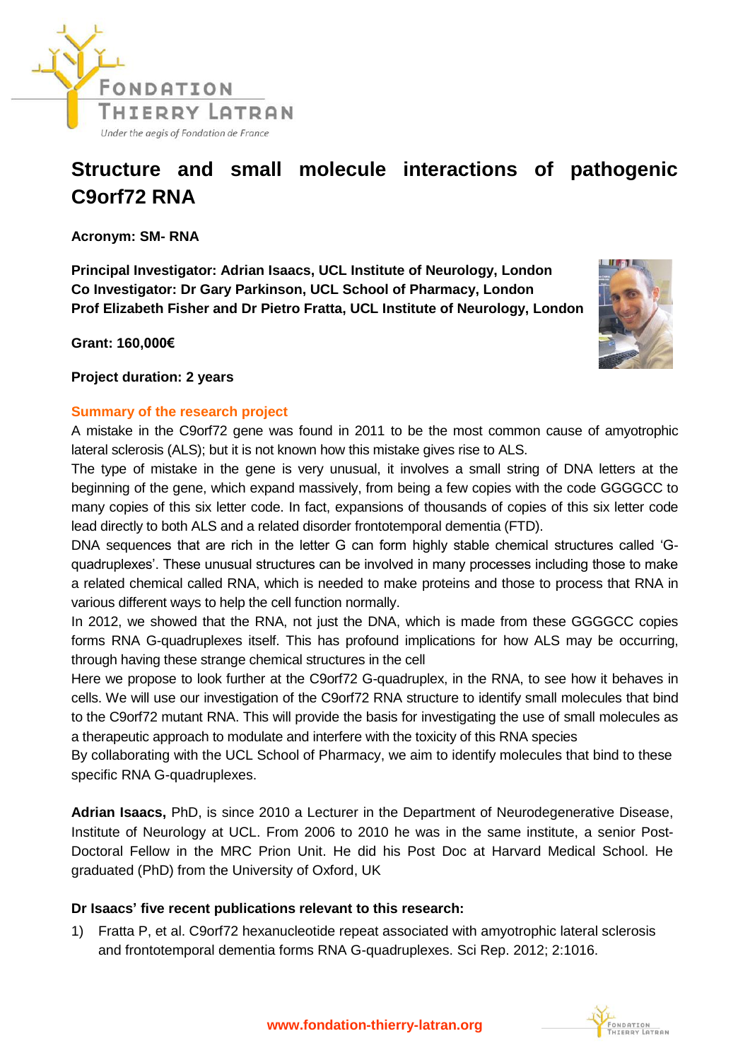# Structure and small molecule interactions of pathogenic C9orf72 RNA

**Acronym: SM- RNA**

**Principal Investigator: Adrian Isaacs, UCL Institute of Neurology, London**
**Co Investigator: Dr Gary Parkinson, UCL School of Pharmacy, London**
**Prof Elizabeth Fisher and Dr Pietro Fratta, UCL Institute of Neurology, London**

**Grant: 160,000€**

**Project duration: 2 years**

## Summary of the research project

A mistake in the C9orf72 gene was found in 2011 to be the most common cause of amyotrophic lateral sclerosis (ALS); but it is not known how this mistake gives rise to ALS.

The type of mistake in the gene is very unusual, it involves a small string of DNA letters at the beginning of the gene, which expand massively, from being a few copies with the code GGGGCC to many copies of this six letter code. In fact, expansions of thousands of copies of this six letter code lead directly to both ALS and a related disorder frontotemporal dementia (FTD).

DNA sequences that are rich in the letter G can form highly stable chemical structures called 'G-quadruplexes'. These unusual structures can be involved in many processes including those to make a related chemical called RNA, which is needed to make proteins and those to process that RNA in various different ways to help the cell function normally.

In 2012, we showed that the RNA, not just the DNA, which is made from these GGGGCC copies forms RNA G-quadruplexes itself. This has profound implications for how ALS may be occurring, through having these strange chemical structures in the cell

Here we propose to look further at the C9orf72 G-quadruplex, in the RNA, to see how it behaves in cells. We will use our investigation of the C9orf72 RNA structure to identify small molecules that bind to the C9orf72 mutant RNA. This will provide the basis for investigating the use of small molecules as a therapeutic approach to modulate and interfere with the toxicity of this RNA species

By collaborating with the UCL School of Pharmacy, we aim to identify molecules that bind to these specific RNA G-quadruplexes.

**Adrian Isaacs,** PhD, is since 2010 a Lecturer in the Department of Neurodegenerative Disease, Institute of Neurology at UCL. From 2006 to 2010 he was in the same institute, a senior Post-Doctoral Fellow in the MRC Prion Unit. He did his Post Doc at Harvard Medical School. He graduated (PhD) from the University of Oxford, UK

**Dr Isaacs' five recent publications relevant to this research:**

1) Fratta P, et al. C9orf72 hexanucleotide repeat associated with amyotrophic lateral sclerosis and frontotemporal dementia forms RNA G-quadruplexes. Sci Rep. 2012; 2:1016.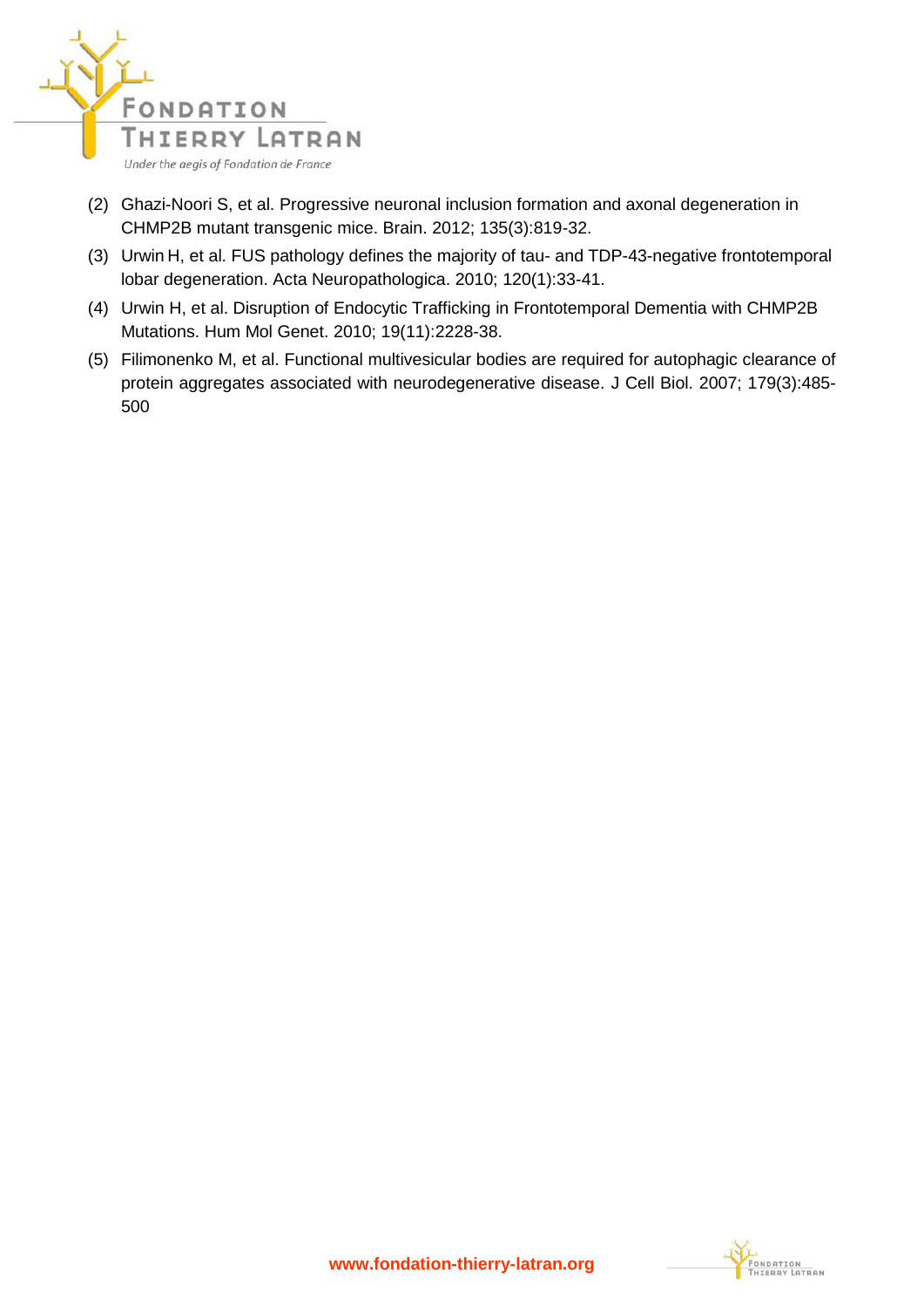(2) Ghazi-Noori S, et al. Progressive neuronal inclusion formation and axonal degeneration in CHMP2B mutant transgenic mice. Brain. 2012; 135(3):819-32.

(3) Urwin H, et al. FUS pathology defines the majority of tau- and TDP-43-negative frontotemporal lobar degeneration. Acta Neuropathologica. 2010; 120(1):33-41.

(4) Urwin H, et al. Disruption of Endocytic Trafficking in Frontotemporal Dementia with CHMP2B Mutations. Hum Mol Genet. 2010; 19(11):2228-38.

(5) Filimonenko M, et al. Functional multivesicular bodies are required for autophagic clearance of protein aggregates associated with neurodegenerative disease. J Cell Biol. 2007; 179(3):485-500